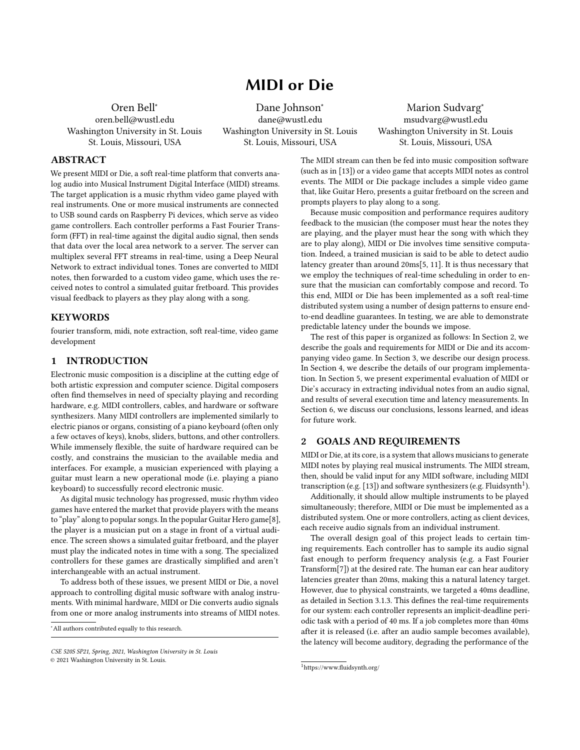# MIDI or Die

Oren Bell*
oren.bell@wustl.edu
Washington University in St. Louis
St. Louis, Missouri, USA

Dane Johnson*
dane@wustl.edu
Washington University in St. Louis
St. Louis, Missouri, USA

Marion Sudvarg*
msudvarg@wustl.edu
Washington University in St. Louis
St. Louis, Missouri, USA

## ABSTRACT

We present MIDI or Die, a soft real-time platform that converts analog audio into Musical Instrument Digital Interface (MIDI) streams. The target application is a music rhythm video game played with real instruments. One or more musical instruments are connected to USB sound cards on Raspberry Pi devices, which serve as video game controllers. Each controller performs a Fast Fourier Transform (FFT) in real-time against the digital audio signal, then sends that data over the local area network to a server. The server can multiplex several FFT streams in real-time, using a Deep Neural Network to extract individual tones. Tones are converted to MIDI notes, then forwarded to a custom video game, which uses the received notes to control a simulated guitar fretboard. This provides visual feedback to players as they play along with a song.

## KEYWORDS

fourier transform, midi, note extraction, soft real-time, video game development

## 1 INTRODUCTION

Electronic music composition is a discipline at the cutting edge of both artistic expression and computer science. Digital composers often find themselves in need of specialty playing and recording hardware, e.g. MIDI controllers, cables, and hardware or software synthesizers. Many MIDI controllers are implemented similarly to electric pianos or organs, consisting of a piano keyboard (often only a few octaves of keys), knobs, sliders, buttons, and other controllers. While immensely flexible, the suite of hardware required can be costly, and constrains the musician to the available media and interfaces. For example, a musician experienced with playing a guitar must learn a new operational mode (i.e. playing a piano keyboard) to successfully record electronic music.

As digital music technology has progressed, music rhythm video games have entered the market that provide players with the means to "play" along to popular songs. In the popular Guitar Hero game[8], the player is a musician put on a stage in front of a virtual audience. The screen shows a simulated guitar fretboard, and the player must play the indicated notes in time with a song. The specialized controllers for these games are drastically simplified and aren't interchangeable with an actual instrument.

To address both of these issues, we present MIDI or Die, a novel approach to controlling digital music software with analog instruments. With minimal hardware, MIDI or Die converts audio signals from one or more analog instruments into streams of MIDI notes. The MIDI stream can then be fed into music composition software (such as in [13]) or a video game that accepts MIDI notes as control events. The MIDI or Die package includes a simple video game that, like Guitar Hero, presents a guitar fretboard on the screen and prompts players to play along to a song.

Because music composition and performance requires auditory feedback to the musician (the composer must hear the notes they are playing, and the player must hear the song with which they are to play along), MIDI or Die involves time sensitive computation. Indeed, a trained musician is said to be able to detect audio latency greater than around 20ms[5, 11]. It is thus necessary that we employ the techniques of real-time scheduling in order to ensure that the musician can comfortably compose and record. To this end, MIDI or Die has been implemented as a soft real-time distributed system using a number of design patterns to ensure end-to-end deadline guarantees. In testing, we are able to demonstrate predictable latency under the bounds we impose.

The rest of this paper is organized as follows: In Section 2, we describe the goals and requirements for MIDI or Die and its accompanying video game. In Section 3, we describe our design process. In Section 4, we describe the details of our program implementation. In Section 5, we present experimental evaluation of MIDI or Die's accuracy in extracting individual notes from an audio signal, and results of several execution time and latency measurements. In Section 6, we discuss our conclusions, lessons learned, and ideas for future work.

## 2 GOALS AND REQUIREMENTS

MIDI or Die, at its core, is a system that allows musicians to generate MIDI notes by playing real musical instruments. The MIDI stream, then, should be valid input for any MIDI software, including MIDI transcription (e.g. [13]) and software synthesizers (e.g. Fluidsynth[1]).

Additionally, it should allow multiple instruments to be played simultaneously; therefore, MIDI or Die must be implemented as a distributed system. One or more controllers, acting as client devices, each receive audio signals from an individual instrument.

The overall design goal of this project leads to certain timing requirements. Each controller has to sample its audio signal fast enough to perform frequency analysis (e.g. a Fast Fourier Transform[7]) at the desired rate. The human ear can hear auditory latencies greater than 20ms, making this a natural latency target. However, due to physical constraints, we targeted a 40ms deadline, as detailed in Section 3.1.3. This defines the real-time requirements for our system: each controller represents an implicit-deadline periodic task with a period of 40 ms. If a job completes more than 40ms after it is released (i.e. after an audio sample becomes available), the latency will become auditory, degrading the performance of the

*All authors contributed equally to this research.

CSE 520S SP21, Spring, 2021, Washington University in St. Louis
© 2021 Washington University in St. Louis.

[1] https://www.fluidsynth.org/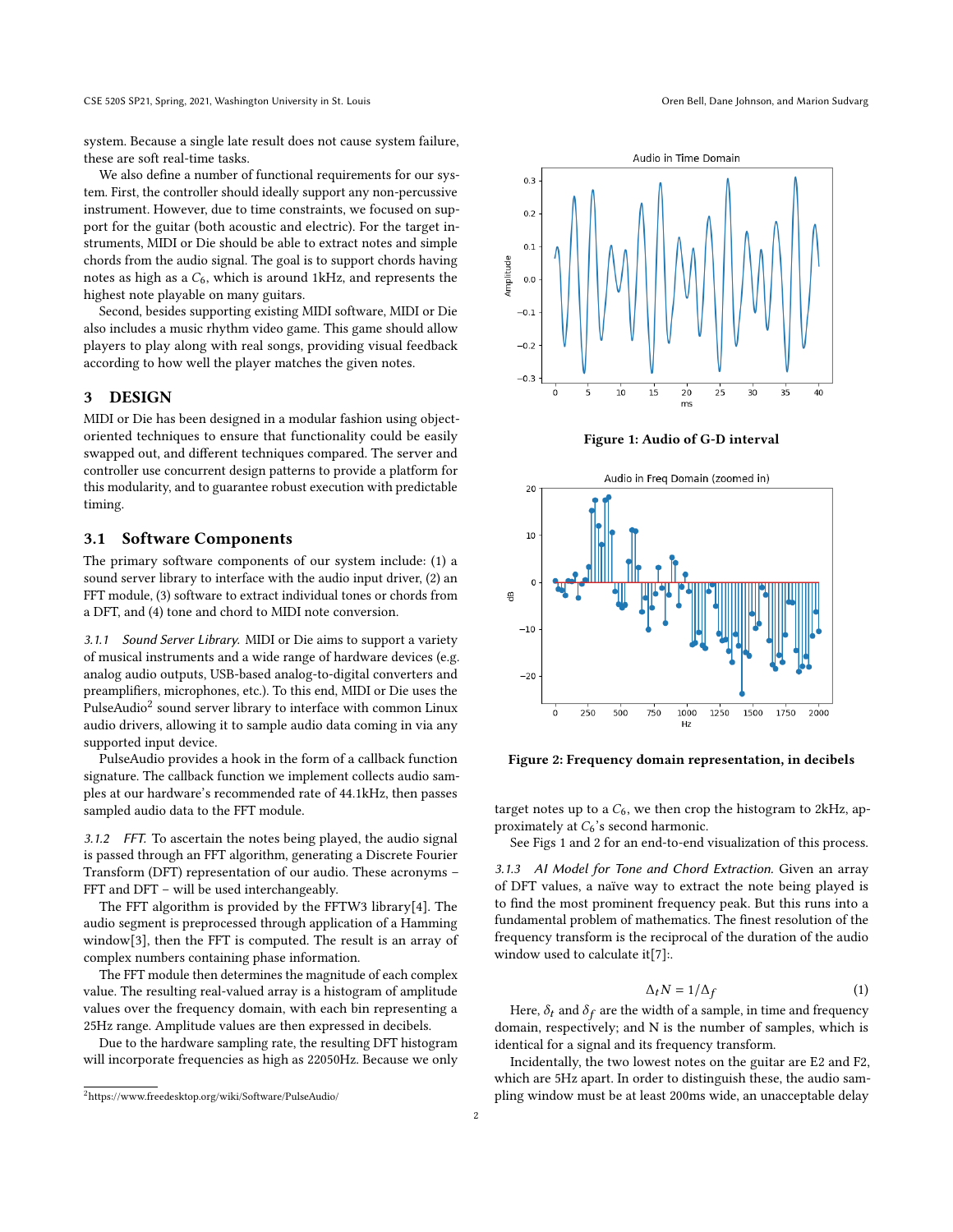system. Because a single late result does not cause system failure, these are soft real-time tasks.

We also define a number of functional requirements for our system. First, the controller should ideally support any non-percussive instrument. However, due to time constraints, we focused on support for the guitar (both acoustic and electric). For the target instruments, MIDI or Die should be able to extract notes and simple chords from the audio signal. The goal is to support chords having notes as high as a $C_6$, which is around 1kHz, and represents the highest note playable on many guitars.

Second, besides supporting existing MIDI software, MIDI or Die also includes a music rhythm video game. This game should allow players to play along with real songs, providing visual feedback according to how well the player matches the given notes.

## 3 DESIGN

MIDI or Die has been designed in a modular fashion using object-oriented techniques to ensure that functionality could be easily swapped out, and different techniques compared. The server and controller use concurrent design patterns to provide a platform for this modularity, and to guarantee robust execution with predictable timing.

### 3.1 Software Components

The primary software components of our system include: (1) a sound server library to interface with the audio input driver, (2) an FFT module, (3) software to extract individual tones or chords from a DFT, and (4) tone and chord to MIDI note conversion.

*3.1.1 Sound Server Library.* MIDI or Die aims to support a variety of musical instruments and a wide range of hardware devices (e.g. analog audio outputs, USB-based analog-to-digital converters and preamplifiers, microphones, etc.). To this end, MIDI or Die uses the PulseAudio[2] sound server library to interface with common Linux audio drivers, allowing it to sample audio data coming in via any supported input device.

PulseAudio provides a hook in the form of a callback function signature. The callback function we implement collects audio samples at our hardware's recommended rate of 44.1kHz, then passes sampled audio data to the FFT module.

*3.1.2 FFT.* To ascertain the notes being played, the audio signal is passed through an FFT algorithm, generating a Discrete Fourier Transform (DFT) representation of our audio. These acronyms – FFT and DFT – will be used interchangeably.

The FFT algorithm is provided by the FFTW3 library[4]. The audio segment is preprocessed through application of a Hamming window[3], then the FFT is computed. The result is an array of complex numbers containing phase information.

The FFT module then determines the magnitude of each complex value. The resulting real-valued array is a histogram of amplitude values over the frequency domain, with each bin representing a 25Hz range. Amplitude values are then expressed in decibels.

Due to the hardware sampling rate, the resulting DFT histogram will incorporate frequencies as high as 22050Hz. Because we only target notes up to a $C_6$, we then crop the histogram to 2kHz, approximately at $C_6$'s second harmonic.

Figure 1: Audio of G-D interval

Figure 2: Frequency domain representation, in decibels

See Figs 1 and 2 for an end-to-end visualization of this process.

*3.1.3 AI Model for Tone and Chord Extraction.* Given an array of DFT values, a naïve way to extract the note being played is to find the most prominent frequency peak. But this runs into a fundamental problem of mathematics. The finest resolution of the frequency transform is the reciprocal of the duration of the audio window used to calculate it[7]:.

$$\Delta_t N = 1/\Delta_f \tag{1}$$

Here, $\delta_t$ and $\delta_f$ are the width of a sample, in time and frequency domain, respectively; and N is the number of samples, which is identical for a signal and its frequency transform.

Incidentally, the two lowest notes on the guitar are E2 and F2, which are 5Hz apart. In order to distinguish these, the audio sampling window must be at least 200ms wide, an unacceptable delay

[2] https://www.freedesktop.org/wiki/Software/PulseAudio/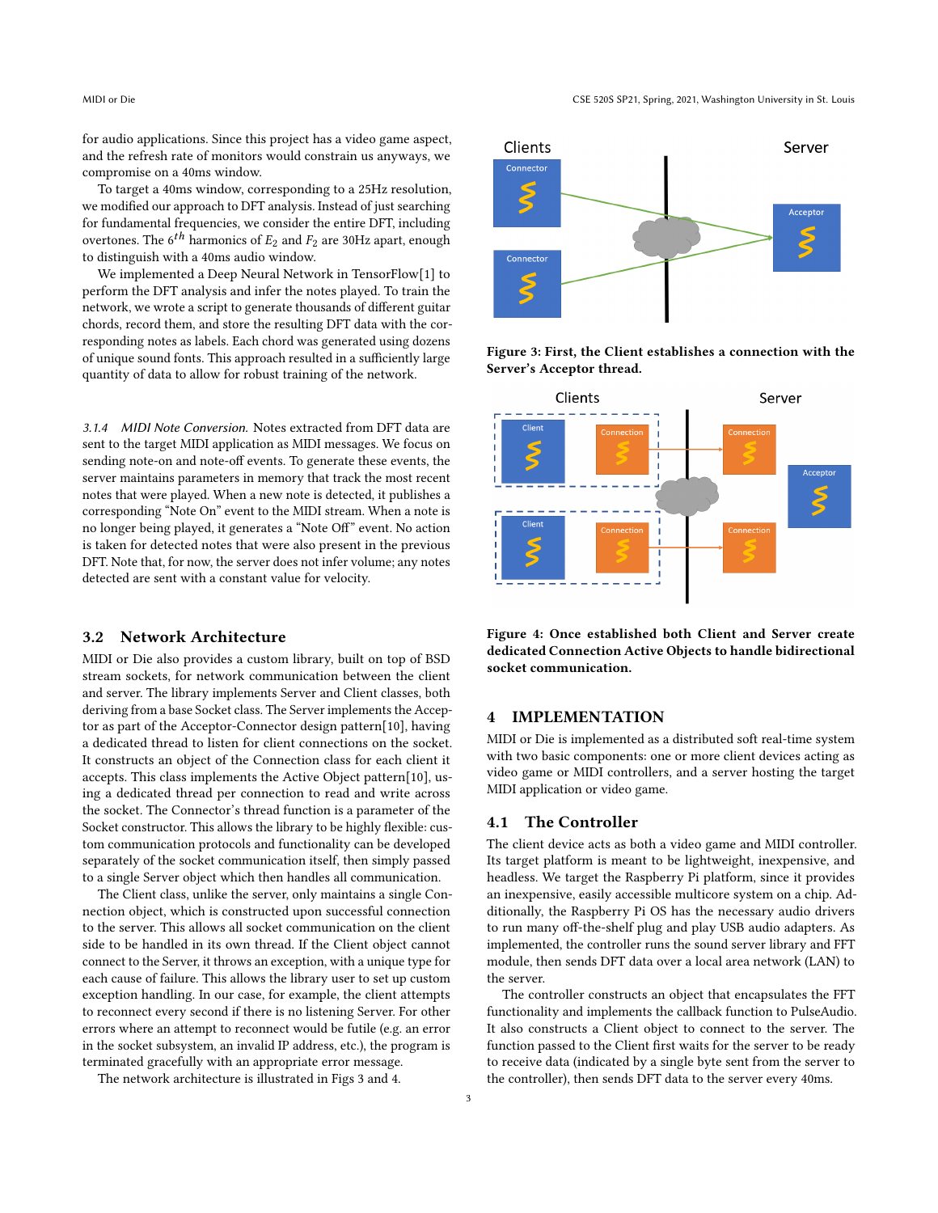for audio applications. Since this project has a video game aspect, and the refresh rate of monitors would constrain us anyways, we compromise on a 40ms window.

To target a 40ms window, corresponding to a 25Hz resolution, we modified our approach to DFT analysis. Instead of just searching for fundamental frequencies, we consider the entire DFT, including overtones. The $6^{th}$ harmonics of $E_2$ and $F_2$ are 30Hz apart, enough to distinguish with a 40ms audio window.

We implemented a Deep Neural Network in TensorFlow[1] to perform the DFT analysis and infer the notes played. To train the network, we wrote a script to generate thousands of different guitar chords, record them, and store the resulting DFT data with the corresponding notes as labels. Each chord was generated using dozens of unique sound fonts. This approach resulted in a sufficiently large quantity of data to allow for robust training of the network.

#### 3.1.4 *MIDI Note Conversion.*

Notes extracted from DFT data are sent to the target MIDI application as MIDI messages. We focus on sending note-on and note-off events. To generate these events, the server maintains parameters in memory that track the most recent notes that were played. When a new note is detected, it publishes a corresponding "Note On" event to the MIDI stream. When a note is no longer being played, it generates a "Note Off" event. No action is taken for detected notes that were also present in the previous DFT. Note that, for now, the server does not infer volume; any notes detected are sent with a constant value for velocity.

### 3.2 Network Architecture

MIDI or Die also provides a custom library, built on top of BSD stream sockets, for network communication between the client and server. The library implements Server and Client classes, both deriving from a base Socket class. The Server implements the Acceptor as part of the Acceptor-Connector design pattern[10], having a dedicated thread to listen for client connections on the socket. It constructs an object of the Connection class for each client it accepts. This class implements the Active Object pattern[10], using a dedicated thread per connection to read and write across the socket. The Connector's thread function is a parameter of the Socket constructor. This allows the library to be highly flexible: custom communication protocols and functionality can be developed separately of the socket communication itself, then simply passed to a single Server object which then handles all communication.

The Client class, unlike the server, only maintains a single Connection object, which is constructed upon successful connection to the server. This allows all socket communication on the client side to be handled in its own thread. If the Client object cannot connect to the Server, it throws an exception, with a unique type for each cause of failure. This allows the library user to set up custom exception handling. In our case, for example, the client attempts to reconnect every second if there is no listening Server. For other errors where an attempt to reconnect would be futile (e.g. an error in the socket subsystem, an invalid IP address, etc.), the program is terminated gracefully with an appropriate error message.

The network architecture is illustrated in Figs 3 and 4.

**Figure 3: First, the Client establishes a connection with the Server's Acceptor thread.**

**Figure 4: Once established both Client and Server create dedicated Connection Active Objects to handle bidirectional socket communication.**

## 4 IMPLEMENTATION

MIDI or Die is implemented as a distributed soft real-time system with two basic components: one or more client devices acting as video game or MIDI controllers, and a server hosting the target MIDI application or video game.

### 4.1 The Controller

The client device acts as both a video game and MIDI controller. Its target platform is meant to be lightweight, inexpensive, and headless. We target the Raspberry Pi platform, since it provides an inexpensive, easily accessible multicore system on a chip. Additionally, the Raspberry Pi OS has the necessary audio drivers to run many off-the-shelf plug and play USB audio adapters. As implemented, the controller runs the sound server library and FFT module, then sends DFT data over a local area network (LAN) to the server.

The controller constructs an object that encapsulates the FFT functionality and implements the callback function to PulseAudio. It also constructs a Client object to connect to the server. The function passed to the Client first waits for the server to be ready to receive data (indicated by a single byte sent from the server to the controller), then sends DFT data to the server every 40ms.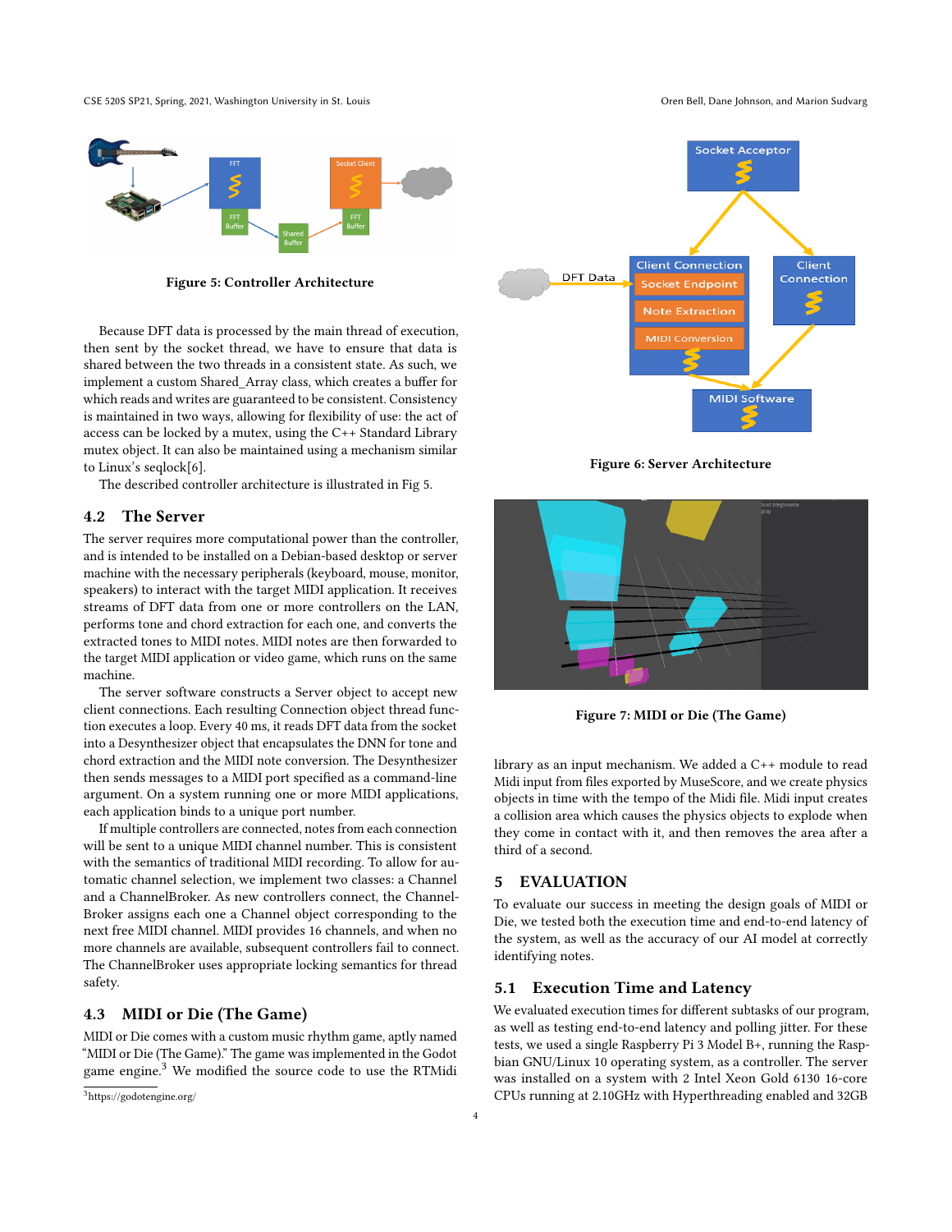Figure 5: Controller Architecture

Because DFT data is processed by the main thread of execution, then sent by the socket thread, we have to ensure that data is shared between the two threads in a consistent state. As such, we implement a custom Shared_Array class, which creates a buffer for which reads and writes are guaranteed to be consistent. Consistency is maintained in two ways, allowing for flexibility of use: the act of access can be locked by a mutex, using the C++ Standard Library mutex object. It can also be maintained using a mechanism similar to Linux's seqlock[6].

The described controller architecture is illustrated in Fig 5.

## 4.2 The Server

The server requires more computational power than the controller, and is intended to be installed on a Debian-based desktop or server machine with the necessary peripherals (keyboard, mouse, monitor, speakers) to interact with the target MIDI application. It receives streams of DFT data from one or more controllers on the LAN, performs tone and chord extraction for each one, and converts the extracted tones to MIDI notes. MIDI notes are then forwarded to the target MIDI application or video game, which runs on the same machine.

The server software constructs a Server object to accept new client connections. Each resulting Connection object thread function executes a loop. Every 40 ms, it reads DFT data from the socket into a Desynthesizer object that encapsulates the DNN for tone and chord extraction and the MIDI note conversion. The Desynthesizer then sends messages to a MIDI port specified as a command-line argument. On a system running one or more MIDI applications, each application binds to a unique port number.

If multiple controllers are connected, notes from each connection will be sent to a unique MIDI channel number. This is consistent with the semantics of traditional MIDI recording. To allow for automatic channel selection, we implement two classes: a Channel and a ChannelBroker. As new controllers connect, the ChannelBroker assigns each one a Channel object corresponding to the next free MIDI channel. MIDI provides 16 channels, and when no more channels are available, subsequent controllers fail to connect. The ChannelBroker uses appropriate locking semantics for thread safety.

## 4.3 MIDI or Die (The Game)

MIDI or Die comes with a custom music rhythm game, aptly named "MIDI or Die (The Game)." The game was implemented in the Godot game engine.[3] We modified the source code to use the RTMidi library as an input mechanism. We added a C++ module to read Midi input from files exported by MuseScore, and we create physics objects in time with the tempo of the Midi file. Midi input creates a collision area which causes the physics objects to explode when they come in contact with it, and then removes the area after a third of a second.

Figure 6: Server Architecture

Figure 7: MIDI or Die (The Game)

## 5 EVALUATION

To evaluate our success in meeting the design goals of MIDI or Die, we tested both the execution time and end-to-end latency of the system, as well as the accuracy of our AI model at correctly identifying notes.

## 5.1 Execution Time and Latency

We evaluated execution times for different subtasks of our program, as well as testing end-to-end latency and polling jitter. For these tests, we used a single Raspberry Pi 3 Model B+, running the Raspbian GNU/Linux 10 operating system, as a controller. The server was installed on a system with 2 Intel Xeon Gold 6130 16-core CPUs running at 2.10GHz with Hyperthreading enabled and 32GB

[3] https://godotengine.org/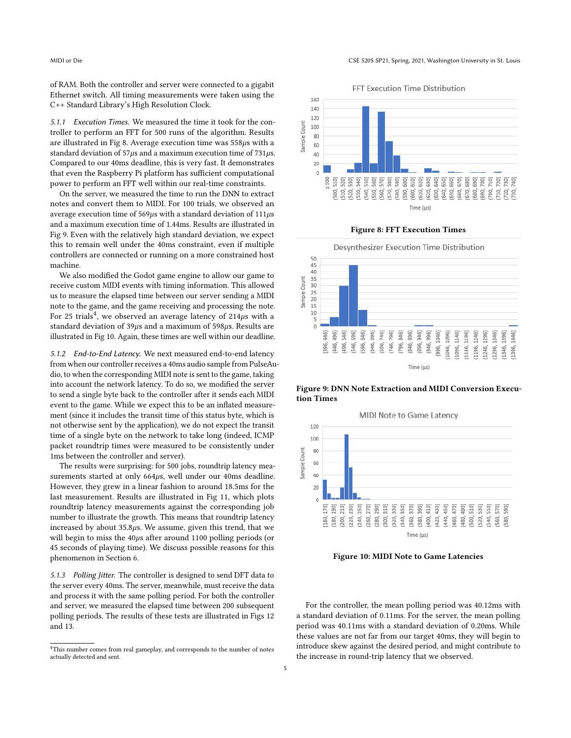of RAM. Both the controller and server were connected to a gigabit Ethernet switch. All timing measurements were taken using the C++ Standard Library's High Resolution Clock.

*5.1.1 Execution Times.* We measured the time it took for the controller to perform an FFT for 500 runs of the algorithm. Results are illustrated in Fig 8. Average execution time was 558$\mu s$ with a standard deviation of 57$\mu s$ and a maximum execution time of 731$\mu s$. Compared to our 40ms deadline, this is very fast. It demonstrates that even the Raspberry Pi platform has sufficient computational power to perform an FFT well within our real-time constraints.

On the server, we measured the time to run the DNN to extract notes and convert them to MIDI. For 100 trials, we observed an average execution time of 569$\mu s$ with a standard deviation of 111$\mu s$ and a maximum execution time of 1.44ms. Results are illustrated in Fig 9. Even with the relatively high standard deviation, we expect this to remain well under the 40ms constraint, even if multiple controllers are connected or running on a more constrained host machine.

We also modified the Godot game engine to allow our game to receive custom MIDI events with timing information. This allowed us to measure the elapsed time between our server sending a MIDI note to the game, and the game receiving and processing the note. For 25 trials[4], we observed an average latency of 214$\mu s$ with a standard deviation of 39$\mu s$ and a maximum of 598$\mu s$. Results are illustrated in Fig 10. Again, these times are well within our deadline.

*5.1.2 End-to-End Latency.* We next measured end-to-end latency from when our controller receives a 40ms audio sample from PulseAudio, to when the corresponding MIDI note is sent to the game, taking into account the network latency. To do so, we modified the server to send a single byte back to the controller after it sends each MIDI event to the game. While we expect this to be an inflated measurement (since it includes the transit time of this status byte, which is not otherwise sent by the application), we do not expect the transit time of a single byte on the network to take long (indeed, ICMP packet roundtrip times were measured to be consistently under 1ms between the controller and server).

The results were surprising: for 500 jobs, roundtrip latency measurements started at only 664$\mu s$, well under our 40ms deadline. However, they grew in a linear fashion to around 18.5ms for the last measurement. Results are illustrated in Fig 11, which plots roundtrip latency measurements against the corresponding job number to illustrate the growth. This means that roundtrip latency increased by about 35.8$\mu s$. We assume, given this trend, that we will begin to miss the 40$\mu s$ after around 1100 polling periods (or 45 seconds of playing time). We discuss possible reasons for this phenomenon in Section 6.

*5.1.3 Polling Jitter.* The controller is designed to send DFT data to the server every 40ms. The server, meanwhile, must receive the data and process it with the same polling period. For both the controller and server, we measured the elapsed time between 200 subsequent polling periods. The results of these tests are illustrated in Figs 12 and 13.

[4]This number comes from real gameplay, and corresponds to the number of notes actually detected and sent.

**Figure 8: FFT Execution Times**

**Figure 9: DNN Note Extraction and MIDI Conversion Execution Times**

**Figure 10: MIDI Note to Game Latencies**

For the controller, the mean polling period was 40.12ms with a standard deviation of 0.11ms. For the server, the mean polling period was 40.11ms with a standard deviation of 0.20ms. While these values are not far from our target 40ms, they will begin to introduce skew against the desired period, and might contribute to the increase in round-trip latency that we observed.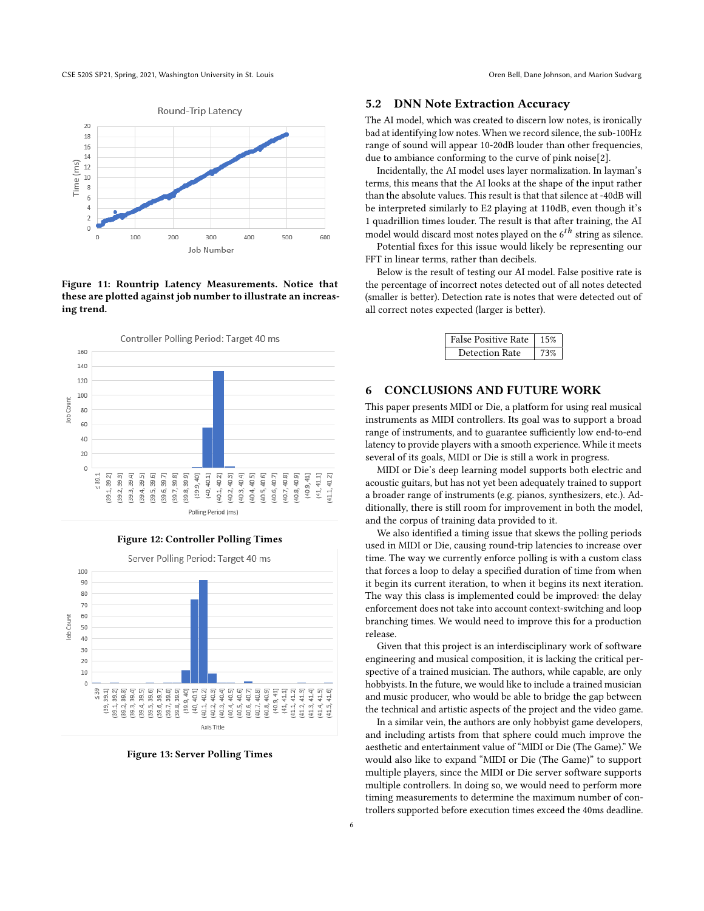Figure 11: Rountrip Latency Measurements. Notice that these are plotted against job number to illustrate an increasing trend.

Figure 12: Controller Polling Times

Figure 13: Server Polling Times

## 5.2 DNN Note Extraction Accuracy

The AI model, which was created to discern low notes, is ironically bad at identifying low notes. When we record silence, the sub-100Hz range of sound will appear 10-20dB louder than other frequencies, due to ambiance conforming to the curve of pink noise[2].

Incidentally, the AI model uses layer normalization. In layman's terms, this means that the AI looks at the shape of the input rather than the absolute values. This result is that that silence at -40dB will be interpreted similarly to E2 playing at 110dB, even though it's 1 quadrillion times louder. The result is that after training, the AI model would discard most notes played on the $6^{th}$ string as silence.

Potential fixes for this issue would likely be representing our FFT in linear terms, rather than decibels.

Below is the result of testing our AI model. False positive rate is the percentage of incorrect notes detected out of all notes detected (smaller is better). Detection rate is notes that were detected out of all correct notes expected (larger is better).

| | |
|---|---|
| False Positive Rate | 15% |
| Detection Rate | 73% |

# 6 CONCLUSIONS AND FUTURE WORK

This paper presents MIDI or Die, a platform for using real musical instruments as MIDI controllers. Its goal was to support a broad range of instruments, and to guarantee sufficiently low end-to-end latency to provide players with a smooth experience. While it meets several of its goals, MIDI or Die is still a work in progress.

MIDI or Die's deep learning model supports both electric and acoustic guitars, but has not yet been adequately trained to support a broader range of instruments (e.g. pianos, synthesizers, etc.). Additionally, there is still room for improvement in both the model, and the corpus of training data provided to it.

We also identified a timing issue that skews the polling periods used in MIDI or Die, causing round-trip latencies to increase over time. The way we currently enforce polling is with a custom class that forces a loop to delay a specified duration of time from when it begin its current iteration, to when it begins its next iteration. The way this class is implemented could be improved: the delay enforcement does not take into account context-switching and loop branching times. We would need to improve this for a production release.

Given that this project is an interdisciplinary work of software engineering and musical composition, it is lacking the critical perspective of a trained musician. The authors, while capable, are only hobbyists. In the future, we would like to include a trained musician and music producer, who would be able to bridge the gap between the technical and artistic aspects of the project and the video game.

In a similar vein, the authors are only hobbyist game developers, and including artists from that sphere could much improve the aesthetic and entertainment value of "MIDI or Die (The Game)." We would also like to expand "MIDI or Die (The Game)" to support multiple players, since the MIDI or Die server software supports multiple controllers. In doing so, we would need to perform more timing measurements to determine the maximum number of controllers supported before execution times exceed the 40ms deadline.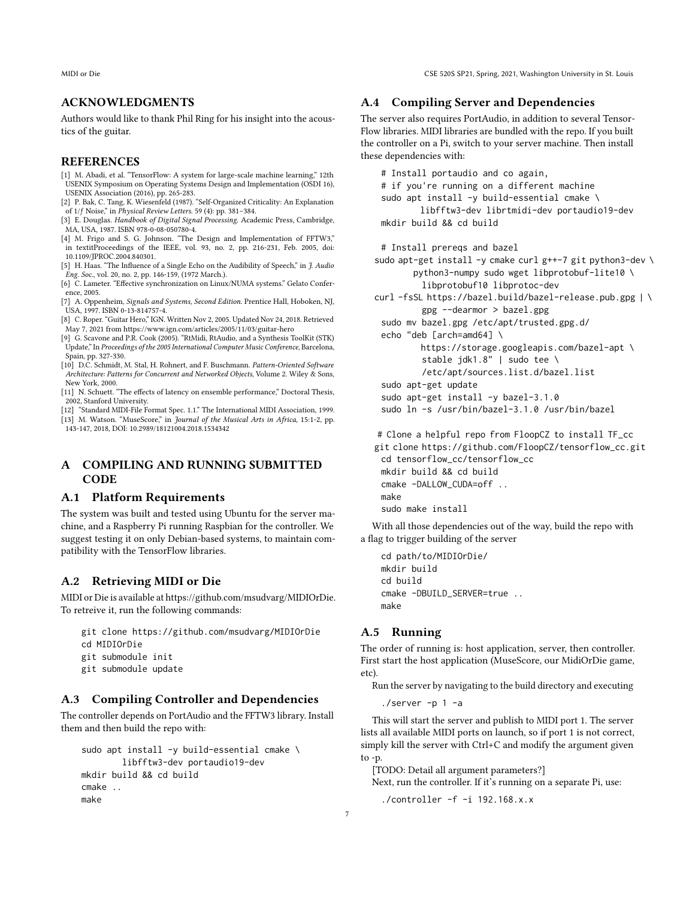## ACKNOWLEDGMENTS

Authors would like to thank Phil Ring for his insight into the acoustics of the guitar.

## REFERENCES

[1] M. Abadi, et al. "TensorFlow: A system for large-scale machine learning," 12th USENIX Symposium on Operating Systems Design and Implementation (OSDI 16), USENIX Association (2016), pp. 265-283.

[2] P. Bak, C. Tang, K. Wiesenfeld (1987). "Self-Organized Criticality: An Explanation of 1/*f* Noise," in *Physical Review Letters*. 59 (4): pp. 381–384.

[3] E. Douglas. *Handbook of Digital Signal Processing*. Academic Press, Cambridge, MA, USA, 1987. ISBN 978-0-08-050780-4.

[4] M. Frigo and S. G. Johnson. "The Design and Implementation of FFTW3," in textitProceedings of the IEEE, vol. 93, no. 2, pp. 216-231, Feb. 2005, doi: 10.1109/JPROC.2004.840301.

[5] H. Haas. "The Influence of a Single Echo on the Audibility of Speech," in *J. Audio Eng. Soc.*, vol. 20, no. 2, pp. 146-159, (1972 March.).

[6] C. Lameter. "Effective synchronization on Linux/NUMA systems." Gelato Conference, 2005.

[7] A. Oppenheim, *Signals and Systems, Second Edition*. Prentice Hall, Hoboken, NJ, USA, 1997. ISBN 0-13-814757-4.

[8] C. Roper. "Guitar Hero," IGN. Written Nov 2, 2005. Updated Nov 24, 2018. Retrieved May 7, 2021 from https://www.ign.com/articles/2005/11/03/guitar-hero

[9] G. Scavone and P.R. Cook (2005). "RtMidi, RtAudio, and a Synthesis ToolKit (STK) Update," In *Proceedings of the 2005 International Computer Music Conference*, Barcelona, Spain, pp. 327-330.

[10] D.C. Schmidt, M. Stal, H. Rohnert, and F. Buschmann. *Pattern-Oriented Software Architecture: Patterns for Concurrent and Networked Objects*, Volume 2. Wiley & Sons, New York, 2000.

[11] N. Schuett. "The effects of latency on ensemble performance," Doctoral Thesis, 2002, Stanford University.

[12] "Standard MIDI-File Format Spec. 1.1." The International MIDI Association, 1999.

[13] M. Watson. "MuseScore," in *Journal of the Musical Arts in Africa*, 15:1-2, pp. 143-147, 2018, DOI: 10.2989/18121004.2018.1534342

## A COMPILING AND RUNNING SUBMITTED CODE

### A.1 Platform Requirements

The system was built and tested using Ubuntu for the server machine, and a Raspberry Pi running Raspbian for the controller. We suggest testing it on only Debian-based systems, to maintain compatibility with the TensorFlow libraries.

### A.2 Retrieving MIDI or Die

MIDI or Die is available at https://github.com/msudvarg/MIDIOrDie. To retreive it, run the following commands:

```
git clone https://github.com/msudvarg/MIDIOrDie
cd MIDIOrDie
git submodule init
git submodule update
```

### A.3 Compiling Controller and Dependencies

The controller depends on PortAudio and the FFTW3 library. Install them and then build the repo with:

```
sudo apt install -y build-essential cmake \
        libfftw3-dev portaudio19-dev
mkdir build && cd build
cmake ..
make
```

### A.4 Compiling Server and Dependencies

The server also requires PortAudio, in addition to several TensorFlow libraries. MIDI libraries are bundled with the repo. If you built the controller on a Pi, switch to your server machine. Then install these dependencies with:

```
# Install portaudio and co again,
# if you're running on a different machine
sudo apt install -y build-essential cmake \
        libfftw3-dev librtmidi-dev portaudio19-dev
mkdir build && cd build

# Install prereqs and bazel
sudo apt-get install -y cmake curl g++-7 git python3-dev \
        python3-numpy sudo wget libprotobuf-lite10 \
        libprotobuf10 libprotoc-dev
curl -fsSL https://bazel.build/bazel-release.pub.gpg | \
        gpg --dearmor > bazel.gpg
sudo mv bazel.gpg /etc/apt/trusted.gpg.d/
echo "deb [arch=amd64] \
        https://storage.googleapis.com/bazel-apt \
        stable jdk1.8" | sudo tee \
        /etc/apt/sources.list.d/bazel.list
sudo apt-get update
sudo apt-get install -y bazel-3.1.0
sudo ln -s /usr/bin/bazel-3.1.0 /usr/bin/bazel

# Clone a helpful repo from FloopCZ to install TF_cc
git clone https://github.com/FloopCZ/tensorflow_cc.git
cd tensorflow_cc/tensorflow_cc
mkdir build && cd build
cmake -DALLOW_CUDA=off ..
make
sudo make install
```

With all those dependencies out of the way, build the repo with a flag to trigger building of the server

```
cd path/to/MIDIOrDie/
mkdir build
cd build
cmake -DBUILD_SERVER=true ..
make
```

### A.5 Running

The order of running is: host application, server, then controller. First start the host application (MuseScore, our MidiOrDie game, etc).

Run the server by navigating to the build directory and executing

```
./server -p 1 -a
```

This will start the server and publish to MIDI port 1. The server lists all available MIDI ports on launch, so if port 1 is not correct, simply kill the server with Ctrl+C and modify the argument given to -p.

[TODO: Detail all argument parameters?]

Next, run the controller. If it's running on a separate Pi, use:

```
./controller -f -i 192.168.x.x
```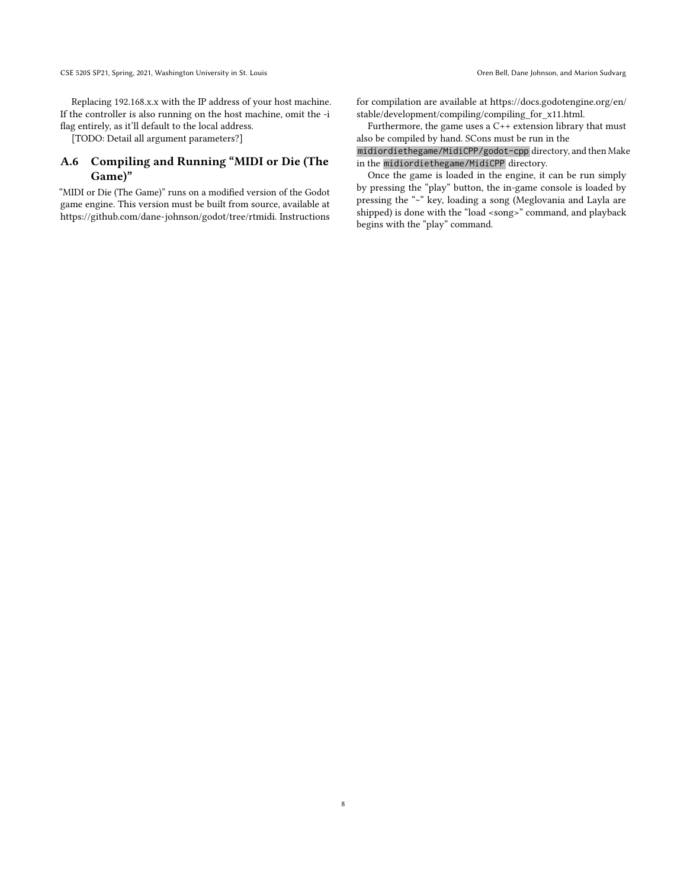Replacing 192.168.x.x with the IP address of your host machine. If the controller is also running on the host machine, omit the -i flag entirely, as it'll default to the local address.

[TODO: Detail all argument parameters?]

## A.6 Compiling and Running "MIDI or Die (The Game)"

"MIDI or Die (The Game)" runs on a modified version of the Godot game engine. This version must be built from source, available at https://github.com/dane-johnson/godot/tree/rtmidi. Instructions for compilation are available at https://docs.godotengine.org/en/stable/development/compiling/compiling_for_x11.html.

Furthermore, the game uses a C++ extension library that must also be compiled by hand. SCons must be run in the `midiordiethegame/MidiCPP/godot-cpp` directory, and then Make in the `midiordiethegame/MidiCPP` directory.

Once the game is loaded in the engine, it can be run simply by pressing the "play" button, the in-game console is loaded by pressing the "~" key, loading a song (Meglovania and Layla are shipped) is done with the "load <song>" command, and playback begins with the "play" command.